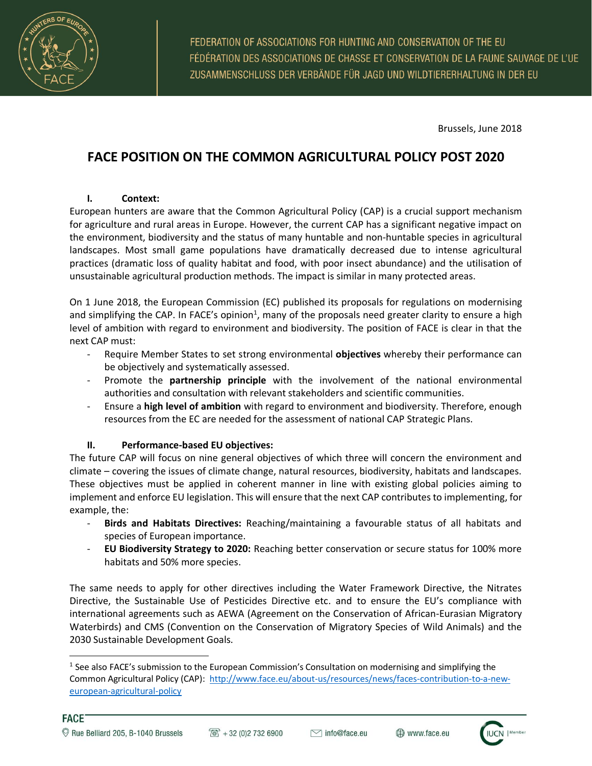Brussels, June 2018

# FACE POSITION ON THE COMMON AGRICULTURAL POLICY POST 2020

## I. Context:

European hunters are aware that the Common Agricultural Policy (CAP) is a crucial support mechanism for agriculture and rural areas in Europe. However, the current CAP has a significant negative impact on the environment, biodiversity and the status of many huntable and non-huntable species in agricultural landscapes. Most small game populations have dramatically decreased due to intense agricultural practices (dramatic loss of quality habitat and food, with poor insect abundance) and the utilisation of unsustainable agricultural production methods. The impact is similar in many protected areas.

On 1 June 2018, the European Commission (EC) published its proposals for regulations on modernising and simplifying the CAP. In FACE's opinion[1], many of the proposals need greater clarity to ensure a high level of ambition with regard to environment and biodiversity. The position of FACE is clear in that the next CAP must:

- Require Member States to set strong environmental **objectives** whereby their performance can be objectively and systematically assessed.
- Promote the **partnership principle** with the involvement of the national environmental authorities and consultation with relevant stakeholders and scientific communities.
- Ensure a **high level of ambition** with regard to environment and biodiversity. Therefore, enough resources from the EC are needed for the assessment of national CAP Strategic Plans.

## II. Performance-based EU objectives:

The future CAP will focus on nine general objectives of which three will concern the environment and climate – covering the issues of climate change, natural resources, biodiversity, habitats and landscapes. These objectives must be applied in coherent manner in line with existing global policies aiming to implement and enforce EU legislation. This will ensure that the next CAP contributes to implementing, for example, the:

- **Birds and Habitats Directives:** Reaching/maintaining a favourable status of all habitats and species of European importance.
- **EU Biodiversity Strategy to 2020:** Reaching better conservation or secure status for 100% more habitats and 50% more species.

The same needs to apply for other directives including the Water Framework Directive, the Nitrates Directive, the Sustainable Use of Pesticides Directive etc. and to ensure the EU's compliance with international agreements such as AEWA (Agreement on the Conservation of African-Eurasian Migratory Waterbirds) and CMS (Convention on the Conservation of Migratory Species of Wild Animals) and the 2030 Sustainable Development Goals.

---

[1] See also FACE's submission to the European Commission's Consultation on modernising and simplifying the Common Agricultural Policy (CAP): http://www.face.eu/about-us/resources/news/faces-contribution-to-a-new-european-agricultural-policy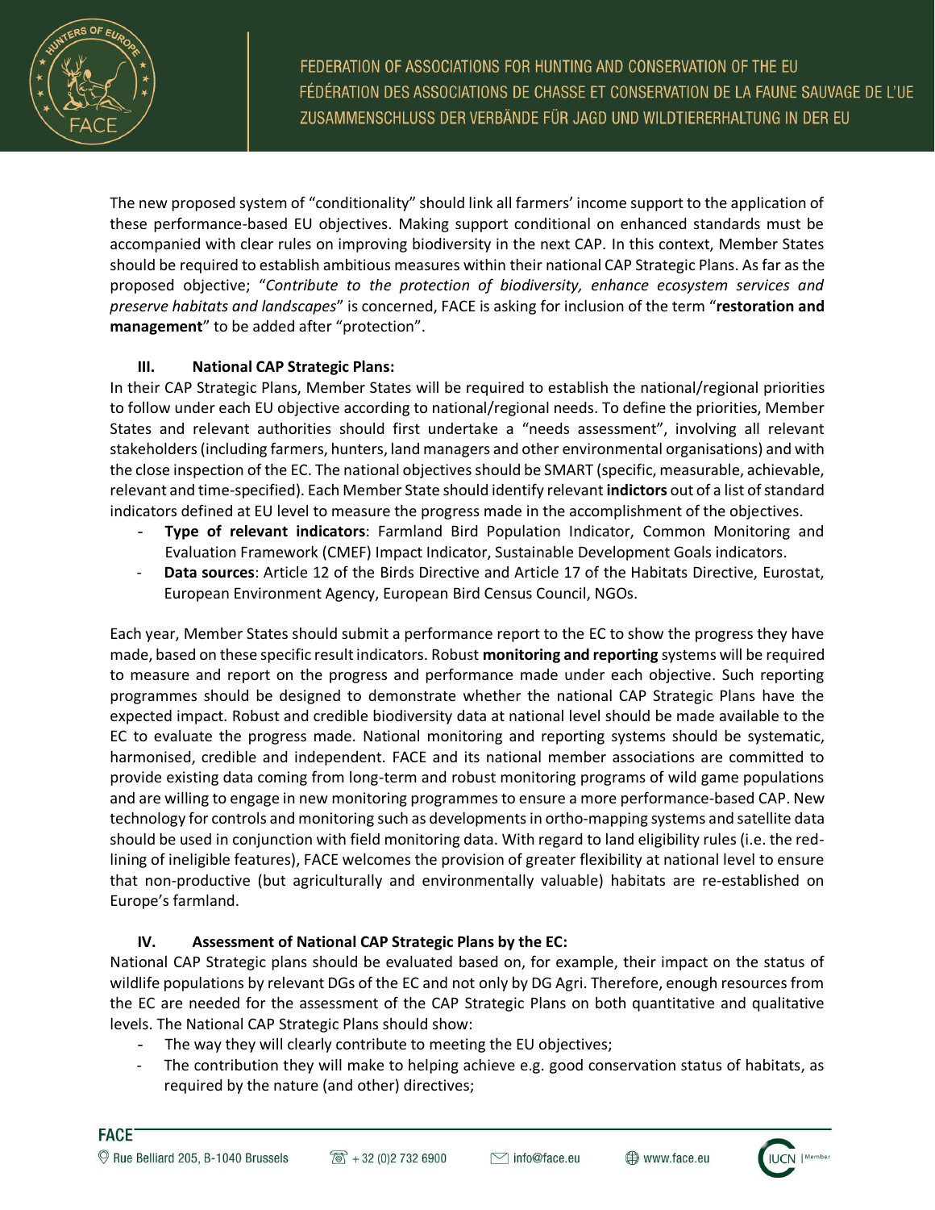The new proposed system of "conditionality" should link all farmers' income support to the application of these performance-based EU objectives. Making support conditional on enhanced standards must be accompanied with clear rules on improving biodiversity in the next CAP. In this context, Member States should be required to establish ambitious measures within their national CAP Strategic Plans. As far as the proposed objective; "*Contribute to the protection of biodiversity, enhance ecosystem services and preserve habitats and landscapes*" is concerned, FACE is asking for inclusion of the term "**restoration and management**" to be added after "protection".

### III. National CAP Strategic Plans:

In their CAP Strategic Plans, Member States will be required to establish the national/regional priorities to follow under each EU objective according to national/regional needs. To define the priorities, Member States and relevant authorities should first undertake a "needs assessment", involving all relevant stakeholders (including farmers, hunters, land managers and other environmental organisations) and with the close inspection of the EC. The national objectives should be SMART (specific, measurable, achievable, relevant and time-specified). Each Member State should identify relevant **indictors** out of a list of standard indicators defined at EU level to measure the progress made in the accomplishment of the objectives.

- **Type of relevant indicators**: Farmland Bird Population Indicator, Common Monitoring and Evaluation Framework (CMEF) Impact Indicator, Sustainable Development Goals indicators.
- **Data sources**: Article 12 of the Birds Directive and Article 17 of the Habitats Directive, Eurostat, European Environment Agency, European Bird Census Council, NGOs.

Each year, Member States should submit a performance report to the EC to show the progress they have made, based on these specific result indicators. Robust **monitoring and reporting** systems will be required to measure and report on the progress and performance made under each objective. Such reporting programmes should be designed to demonstrate whether the national CAP Strategic Plans have the expected impact. Robust and credible biodiversity data at national level should be made available to the EC to evaluate the progress made. National monitoring and reporting systems should be systematic, harmonised, credible and independent. FACE and its national member associations are committed to provide existing data coming from long-term and robust monitoring programs of wild game populations and are willing to engage in new monitoring programmes to ensure a more performance-based CAP. New technology for controls and monitoring such as developments in ortho-mapping systems and satellite data should be used in conjunction with field monitoring data. With regard to land eligibility rules (i.e. the red-lining of ineligible features), FACE welcomes the provision of greater flexibility at national level to ensure that non-productive (but agriculturally and environmentally valuable) habitats are re-established on Europe's farmland.

### IV. Assessment of National CAP Strategic Plans by the EC:

National CAP Strategic plans should be evaluated based on, for example, their impact on the status of wildlife populations by relevant DGs of the EC and not only by DG Agri. Therefore, enough resources from the EC are needed for the assessment of the CAP Strategic Plans on both quantitative and qualitative levels. The National CAP Strategic Plans should show:

- The way they will clearly contribute to meeting the EU objectives;
- The contribution they will make to helping achieve e.g. good conservation status of habitats, as required by the nature (and other) directives;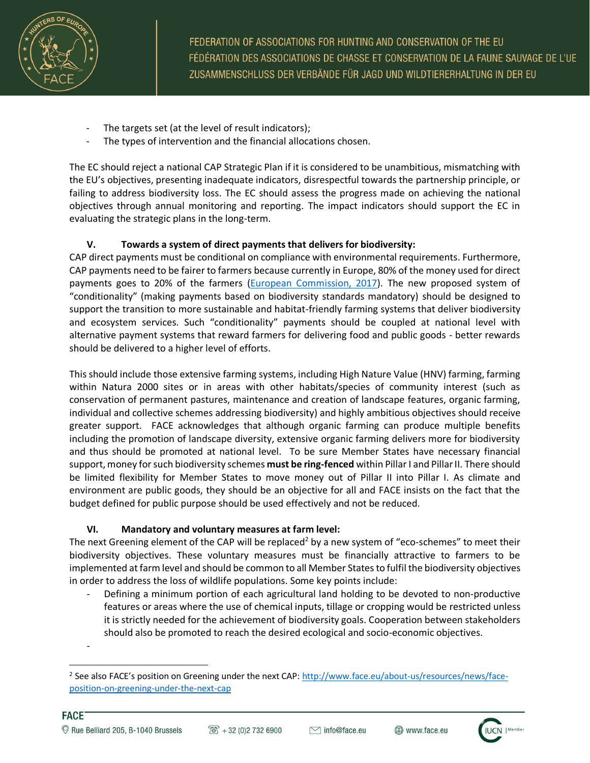- The targets set (at the level of result indicators);
- The types of intervention and the financial allocations chosen.

The EC should reject a national CAP Strategic Plan if it is considered to be unambitious, mismatching with the EU's objectives, presenting inadequate indicators, disrespectful towards the partnership principle, or failing to address biodiversity loss. The EC should assess the progress made on achieving the national objectives through annual monitoring and reporting. The impact indicators should support the EC in evaluating the strategic plans in the long-term.

### V. Towards a system of direct payments that delivers for biodiversity:

CAP direct payments must be conditional on compliance with environmental requirements. Furthermore, CAP payments need to be fairer to farmers because currently in Europe, 80% of the money used for direct payments goes to 20% of the farmers (European Commission, 2017). The new proposed system of "conditionality" (making payments based on biodiversity standards mandatory) should be designed to support the transition to more sustainable and habitat-friendly farming systems that deliver biodiversity and ecosystem services. Such "conditionality" payments should be coupled at national level with alternative payment systems that reward farmers for delivering food and public goods - better rewards should be delivered to a higher level of efforts.

This should include those extensive farming systems, including High Nature Value (HNV) farming, farming within Natura 2000 sites or in areas with other habitats/species of community interest (such as conservation of permanent pastures, maintenance and creation of landscape features, organic farming, individual and collective schemes addressing biodiversity) and highly ambitious objectives should receive greater support. FACE acknowledges that although organic farming can produce multiple benefits including the promotion of landscape diversity, extensive organic farming delivers more for biodiversity and thus should be promoted at national level. To be sure Member States have necessary financial support, money for such biodiversity schemes **must be ring-fenced** within Pillar I and Pillar II. There should be limited flexibility for Member States to move money out of Pillar II into Pillar I. As climate and environment are public goods, they should be an objective for all and FACE insists on the fact that the budget defined for public purpose should be used effectively and not be reduced.

### VI. Mandatory and voluntary measures at farm level:

The next Greening element of the CAP will be replaced[2] by a new system of "eco-schemes" to meet their biodiversity objectives. These voluntary measures must be financially attractive to farmers to be implemented at farm level and should be common to all Member States to fulfil the biodiversity objectives in order to address the loss of wildlife populations. Some key points include:

- Defining a minimum portion of each agricultural land holding to be devoted to non-productive features or areas where the use of chemical inputs, tillage or cropping would be restricted unless it is strictly needed for the achievement of biodiversity goals. Cooperation between stakeholders should also be promoted to reach the desired ecological and socio-economic objectives.
-

[2] See also FACE's position on Greening under the next CAP: http://www.face.eu/about-us/resources/news/face-position-on-greening-under-the-next-cap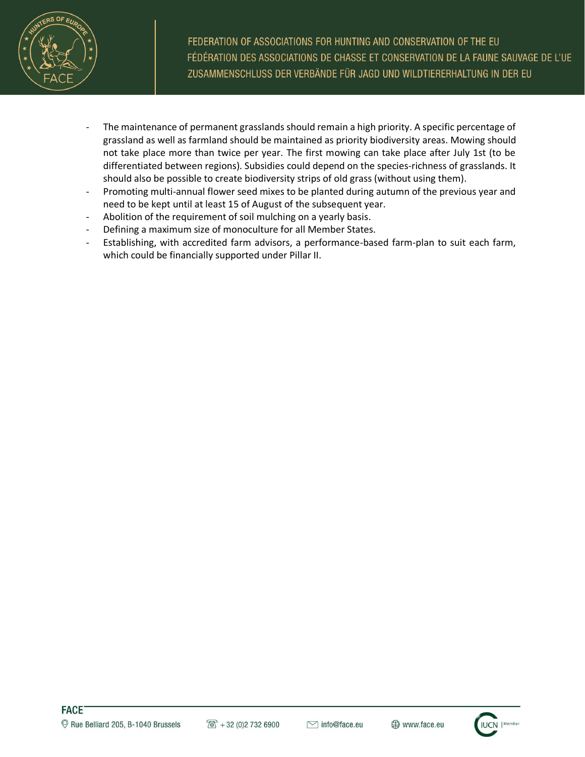- The maintenance of permanent grasslands should remain a high priority. A specific percentage of grassland as well as farmland should be maintained as priority biodiversity areas. Mowing should not take place more than twice per year. The first mowing can take place after July 1st (to be differentiated between regions). Subsidies could depend on the species-richness of grasslands. It should also be possible to create biodiversity strips of old grass (without using them).
- Promoting multi-annual flower seed mixes to be planted during autumn of the previous year and need to be kept until at least 15 of August of the subsequent year.
- Abolition of the requirement of soil mulching on a yearly basis.
- Defining a maximum size of monoculture for all Member States.
- Establishing, with accredited farm advisors, a performance-based farm-plan to suit each farm, which could be financially supported under Pillar II.